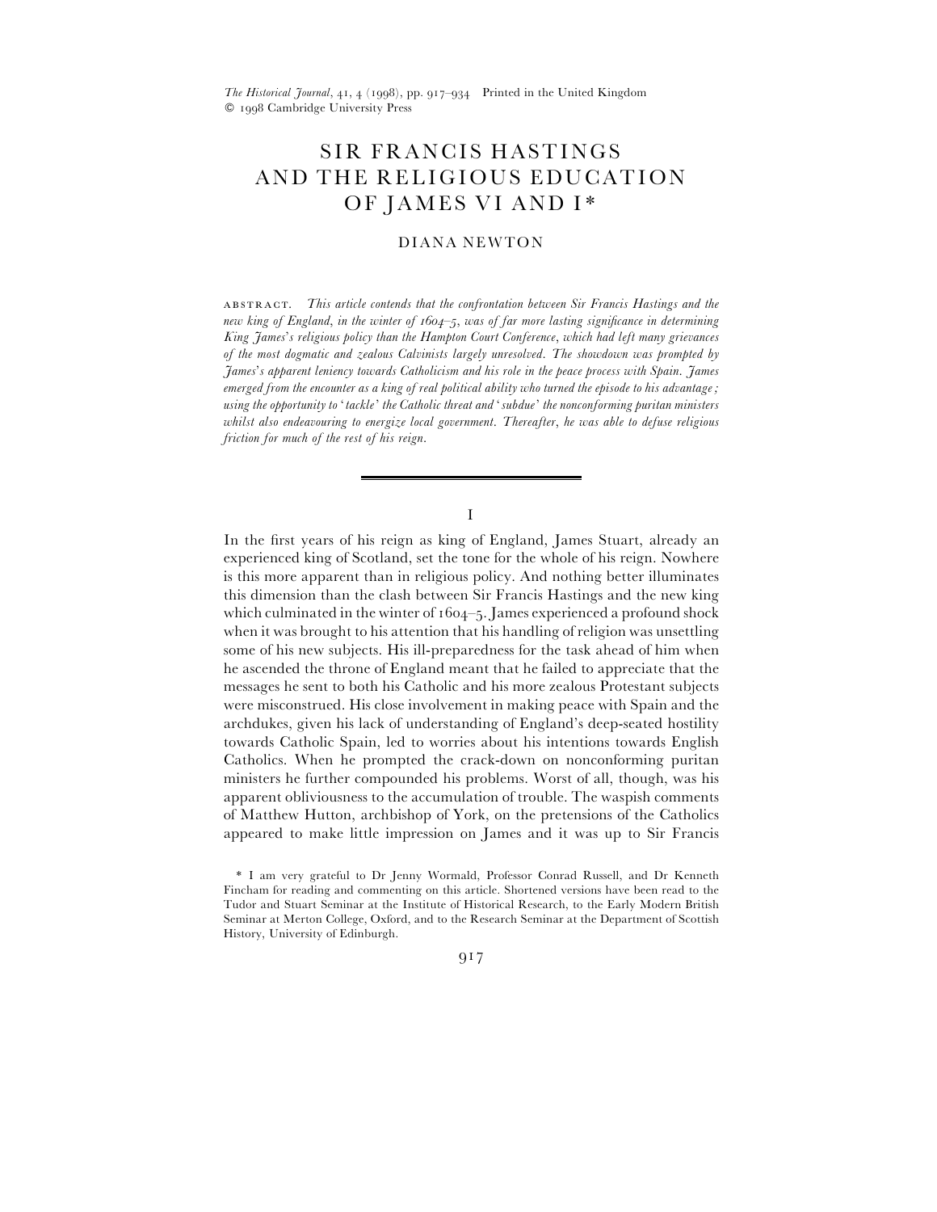# SIR FRANCIS HASTINGS AND THE RELIGIOUS EDUCATION OF JAMES VI AND I*

DIANA NEWTON

ABSTRACT. *This article contends that the confrontation between Sir Francis Hastings and the new king of England, in the winter of 1604–5, was of far more lasting significance in determining King James's religious policy than the Hampton Court Conference, which had left many grievances of the most dogmatic and zealous Calvinists largely unresolved. The showdown was prompted by James's apparent leniency towards Catholicism and his role in the peace process with Spain. James emerged from the encounter as a king of real political ability who turned the episode to his advantage; using the opportunity to 'tackle' the Catholic threat and 'subdue' the nonconforming puritan ministers whilst also endeavouring to energize local government. Thereafter, he was able to defuse religious friction for much of the rest of his reign.*

## I

In the first years of his reign as king of England, James Stuart, already an experienced king of Scotland, set the tone for the whole of his reign. Nowhere is this more apparent than in religious policy. And nothing better illuminates this dimension than the clash between Sir Francis Hastings and the new king which culminated in the winter of 1604–5. James experienced a profound shock when it was brought to his attention that his handling of religion was unsettling some of his new subjects. His ill-preparedness for the task ahead of him when he ascended the throne of England meant that he failed to appreciate that the messages he sent to both his Catholic and his more zealous Protestant subjects were misconstrued. His close involvement in making peace with Spain and the archdukes, given his lack of understanding of England's deep-seated hostility towards Catholic Spain, led to worries about his intentions towards English Catholics. When he prompted the crack-down on nonconforming puritan ministers he further compounded his problems. Worst of all, though, was his apparent obliviousness to the accumulation of trouble. The waspish comments of Matthew Hutton, archbishop of York, on the pretensions of the Catholics appeared to make little impression on James and it was up to Sir Francis

\* I am very grateful to Dr Jenny Wormald, Professor Conrad Russell, and Dr Kenneth Fincham for reading and commenting on this article. Shortened versions have been read to the Tudor and Stuart Seminar at the Institute of Historical Research, to the Early Modern British Seminar at Merton College, Oxford, and to the Research Seminar at the Department of Scottish History, University of Edinburgh.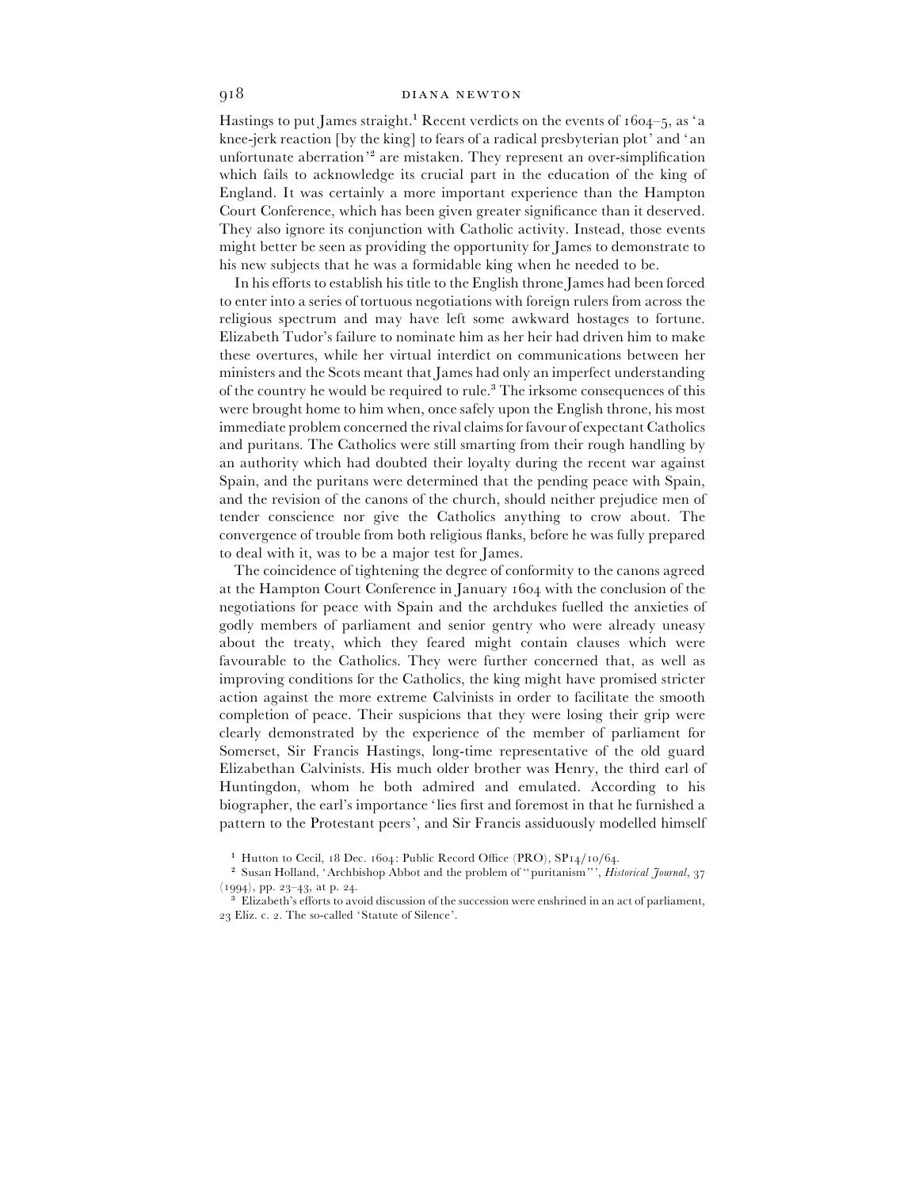Hastings to put James straight.[1] Recent verdicts on the events of 1604–5, as 'a knee-jerk reaction [by the king] to fears of a radical presbyterian plot' and 'an unfortunate aberration'[2] are mistaken. They represent an over-simplification which fails to acknowledge its crucial part in the education of the king of England. It was certainly a more important experience than the Hampton Court Conference, which has been given greater significance than it deserved. They also ignore its conjunction with Catholic activity. Instead, those events might better be seen as providing the opportunity for James to demonstrate to his new subjects that he was a formidable king when he needed to be.

In his efforts to establish his title to the English throne James had been forced to enter into a series of tortuous negotiations with foreign rulers from across the religious spectrum and may have left some awkward hostages to fortune. Elizabeth Tudor's failure to nominate him as her heir had driven him to make these overtures, while her virtual interdict on communications between her ministers and the Scots meant that James had only an imperfect understanding of the country he would be required to rule.[3] The irksome consequences of this were brought home to him when, once safely upon the English throne, his most immediate problem concerned the rival claims for favour of expectant Catholics and puritans. The Catholics were still smarting from their rough handling by an authority which had doubted their loyalty during the recent war against Spain, and the puritans were determined that the pending peace with Spain, and the revision of the canons of the church, should neither prejudice men of tender conscience nor give the Catholics anything to crow about. The convergence of trouble from both religious flanks, before he was fully prepared to deal with it, was to be a major test for James.

The coincidence of tightening the degree of conformity to the canons agreed at the Hampton Court Conference in January 1604 with the conclusion of the negotiations for peace with Spain and the archdukes fuelled the anxieties of godly members of parliament and senior gentry who were already uneasy about the treaty, which they feared might contain clauses which were favourable to the Catholics. They were further concerned that, as well as improving conditions for the Catholics, the king might have promised stricter action against the more extreme Calvinists in order to facilitate the smooth completion of peace. Their suspicions that they were losing their grip were clearly demonstrated by the experience of the member of parliament for Somerset, Sir Francis Hastings, long-time representative of the old guard Elizabethan Calvinists. His much older brother was Henry, the third earl of Huntingdon, whom he both admired and emulated. According to his biographer, the earl's importance 'lies first and foremost in that he furnished a pattern to the Protestant peers', and Sir Francis assiduously modelled himself

[1] Hutton to Cecil, 18 Dec. 1604: Public Record Office (PRO), SP14/10/64.

[2] Susan Holland, 'Archbishop Abbot and the problem of "puritanism"', *Historical Journal*, 37 (1994), pp. 23–43, at p. 24.

[3] Elizabeth's efforts to avoid discussion of the succession were enshrined in an act of parliament, 23 Eliz. c. 2. The so-called 'Statute of Silence'.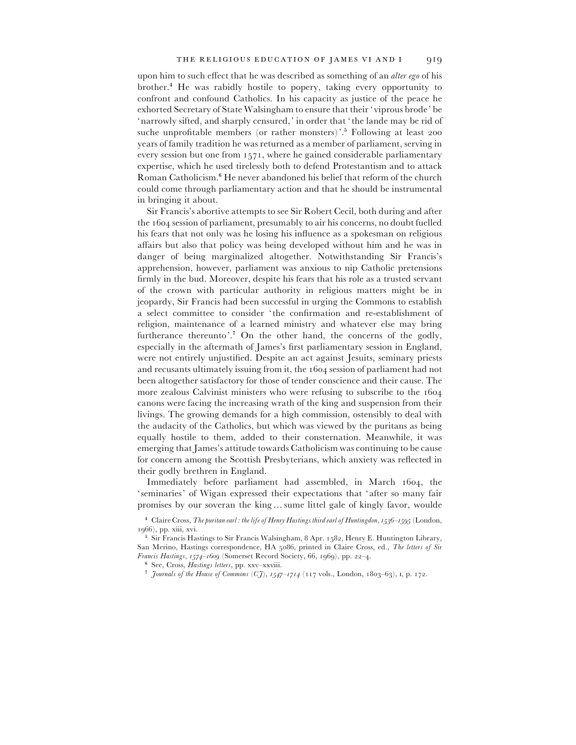upon him to such effect that he was described as something of an *alter ego* of his brother.[4] He was rabidly hostile to popery, taking every opportunity to confront and confound Catholics. In his capacity as justice of the peace he exhorted Secretary of State Walsingham to ensure that their 'viprous brode' be 'narrowly sifted, and sharply censured,' in order that 'the lande may be rid of suche unprofitable members (or rather monsters)'.[5] Following at least 200 years of family tradition he was returned as a member of parliament, serving in every session but one from 1571, where he gained considerable parliamentary expertise, which he used tirelessly both to defend Protestantism and to attack Roman Catholicism.[6] He never abandoned his belief that reform of the church could come through parliamentary action and that he should be instrumental in bringing it about.

Sir Francis's abortive attempts to see Sir Robert Cecil, both during and after the 1604 session of parliament, presumably to air his concerns, no doubt fuelled his fears that not only was he losing his influence as a spokesman on religious affairs but also that policy was being developed without him and he was in danger of being marginalized altogether. Notwithstanding Sir Francis's apprehension, however, parliament was anxious to nip Catholic pretensions firmly in the bud. Moreover, despite his fears that his role as a trusted servant of the crown with particular authority in religious matters might be in jeopardy, Sir Francis had been successful in urging the Commons to establish a select committee to consider 'the confirmation and re-establishment of religion, maintenance of a learned ministry and whatever else may bring furtherance thereunto'.[7] On the other hand, the concerns of the godly, especially in the aftermath of James's first parliamentary session in England, were not entirely unjustified. Despite an act against Jesuits, seminary priests and recusants ultimately issuing from it, the 1604 session of parliament had not been altogether satisfactory for those of tender conscience and their cause. The more zealous Calvinist ministers who were refusing to subscribe to the 1604 canons were facing the increasing wrath of the king and suspension from their livings. The growing demands for a high commission, ostensibly to deal with the audacity of the Catholics, but which was viewed by the puritans as being equally hostile to them, added to their consternation. Meanwhile, it was emerging that James's attitude towards Catholicism was continuing to be cause for concern among the Scottish Presbyterians, which anxiety was reflected in their godly brethren in England.

Immediately before parliament had assembled, in March 1604, the 'seminaries' of Wigan expressed their expectations that 'after so many fair promises by our soveran the king ... sume littel gale of kingly favor, woulde

[4] Claire Cross, *The puritan earl: the life of Henry Hastings third earl of Huntingdon, 1536–1595* (London, 1966), pp. xiii, xvi.

[5] Sir Francis Hastings to Sir Francis Walsingham, 8 Apr. 1582, Henry E. Huntington Library, San Merino, Hastings correspondence, HA 5086, printed in Claire Cross, ed., *The letters of Sir Francis Hastings, 1574–1609* (Somerset Record Society, 66, 1969), pp. 22–4.

[6] See, Cross, *Hastings letters*, pp. xxv–xxviii.

[7] *Journals of the House of Commons (CJ), 1547–1714* (117 vols., London, 1803–63), I, p. 172.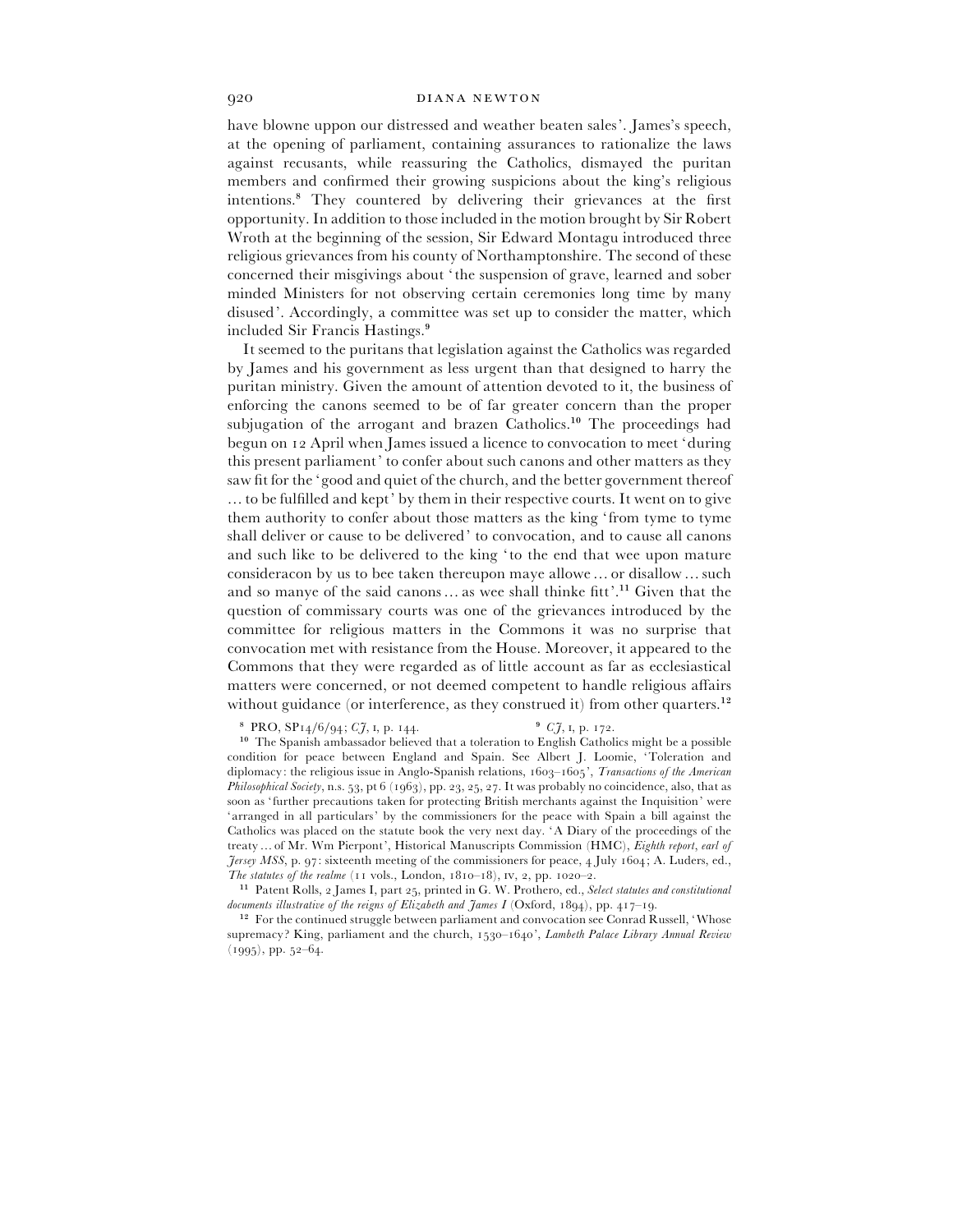have blowne uppon our distressed and weather beaten sales'. James's speech, at the opening of parliament, containing assurances to rationalize the laws against recusants, while reassuring the Catholics, dismayed the puritan members and confirmed their growing suspicions about the king's religious intentions.[8] They countered by delivering their grievances at the first opportunity. In addition to those included in the motion brought by Sir Robert Wroth at the beginning of the session, Sir Edward Montagu introduced three religious grievances from his county of Northamptonshire. The second of these concerned their misgivings about 'the suspension of grave, learned and sober minded Ministers for not observing certain ceremonies long time by many disused'. Accordingly, a committee was set up to consider the matter, which included Sir Francis Hastings.[9]

It seemed to the puritans that legislation against the Catholics was regarded by James and his government as less urgent than that designed to harry the puritan ministry. Given the amount of attention devoted to it, the business of enforcing the canons seemed to be of far greater concern than the proper subjugation of the arrogant and brazen Catholics.[10] The proceedings had begun on 12 April when James issued a licence to convocation to meet 'during this present parliament' to confer about such canons and other matters as they saw fit for the 'good and quiet of the church, and the better government thereof ... to be fulfilled and kept' by them in their respective courts. It went on to give them authority to confer about those matters as the king 'from tyme to tyme shall deliver or cause to be delivered' to convocation, and to cause all canons and such like to be delivered to the king 'to the end that wee upon mature consideracon by us to bee taken thereupon maye allowe ... or disallow ... such and so manye of the said canons ... as wee shall thinke fitt'.[11] Given that the question of commissary courts was one of the grievances introduced by the committee for religious matters in the Commons it was no surprise that convocation met with resistance from the House. Moreover, it appeared to the Commons that they were regarded as of little account as far as ecclesiastical matters were concerned, or not deemed competent to handle religious affairs without guidance (or interference, as they construed it) from other quarters.[12]

[8] PRO, SP14/6/94; *CJ*, I, p. 144.

[9] *CJ*, I, p. 172.

[10] The Spanish ambassador believed that a toleration to English Catholics might be a possible condition for peace between England and Spain. See Albert J. Loomie, 'Toleration and diplomacy: the religious issue in Anglo-Spanish relations, 1603–1605', *Transactions of the American Philosophical Society*, n.s. 53, pt 6 (1963), pp. 23, 25, 27. It was probably no coincidence, also, that as soon as 'further precautions taken for protecting British merchants against the Inquisition' were 'arranged in all particulars' by the commissioners for the peace with Spain a bill against the Catholics was placed on the statute book the very next day. 'A Diary of the proceedings of the treaty ... of Mr. Wm Pierpont', Historical Manuscripts Commission (HMC), *Eighth report, earl of Jersey MSS*, p. 97: sixteenth meeting of the commissioners for peace, 4 July 1604; A. Luders, ed., *The statutes of the realme* (11 vols., London, 1810–18), IV, 2, pp. 1020–2.

[11] Patent Rolls, 2 James I, part 25, printed in G. W. Prothero, ed., *Select statutes and constitutional documents illustrative of the reigns of Elizabeth and James I* (Oxford, 1894), pp. 417–19.

[12] For the continued struggle between parliament and convocation see Conrad Russell, 'Whose supremacy? King, parliament and the church, 1530–1640', *Lambeth Palace Library Annual Review* (1995), pp. 52–64.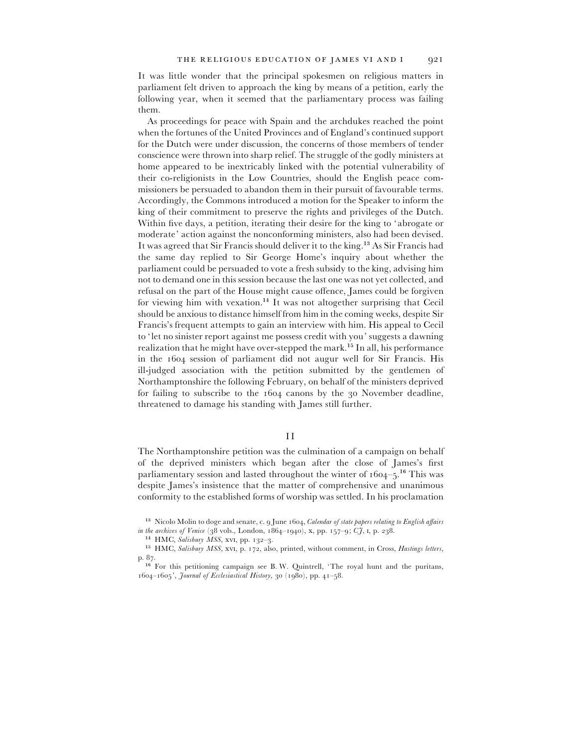It was little wonder that the principal spokesmen on religious matters in parliament felt driven to approach the king by means of a petition, early the following year, when it seemed that the parliamentary process was failing them.

As proceedings for peace with Spain and the archdukes reached the point when the fortunes of the United Provinces and of England's continued support for the Dutch were under discussion, the concerns of those members of tender conscience were thrown into sharp relief. The struggle of the godly ministers at home appeared to be inextricably linked with the potential vulnerability of their co-religionists in the Low Countries, should the English peace commissioners be persuaded to abandon them in their pursuit of favourable terms. Accordingly, the Commons introduced a motion for the Speaker to inform the king of their commitment to preserve the rights and privileges of the Dutch. Within five days, a petition, iterating their desire for the king to 'abrogate or moderate' action against the nonconforming ministers, also had been devised. It was agreed that Sir Francis should deliver it to the king.[13] As Sir Francis had the same day replied to Sir George Home's inquiry about whether the parliament could be persuaded to vote a fresh subsidy to the king, advising him not to demand one in this session because the last one was not yet collected, and refusal on the part of the House might cause offence, James could be forgiven for viewing him with vexation.[14] It was not altogether surprising that Cecil should be anxious to distance himself from him in the coming weeks, despite Sir Francis's frequent attempts to gain an interview with him. His appeal to Cecil to 'let no sinister report against me possess credit with you' suggests a dawning realization that he might have over-stepped the mark.[15] In all, his performance in the 1604 session of parliament did not augur well for Sir Francis. His ill-judged association with the petition submitted by the gentlemen of Northamptonshire the following February, on behalf of the ministers deprived for failing to subscribe to the 1604 canons by the 30 November deadline, threatened to damage his standing with James still further.

## II

The Northamptonshire petition was the culmination of a campaign on behalf of the deprived ministers which began after the close of James's first parliamentary session and lasted throughout the winter of 1604–5.[16] This was despite James's insistence that the matter of comprehensive and unanimous conformity to the established forms of worship was settled. In his proclamation

[13] Nicolo Molin to doge and senate, c. 9 June 1604, *Calendar of state papers relating to English affairs in the archives of Venice* (38 vols., London, 1864–1940), x, pp. 157–9; *CJ*, I, p. 238.

[14] HMC, *Salisbury MSS*, XVI, pp. 132–3.

[15] HMC, *Salisbury MSS*, XVI, p. 172, also, printed, without comment, in Cross, *Hastings letters*, p. 87.

[16] For this petitioning campaign see B. W. Quintrell, 'The royal hunt and the puritans, 1604–1605', *Journal of Ecclesiastical History*, 30 (1980), pp. 41–58.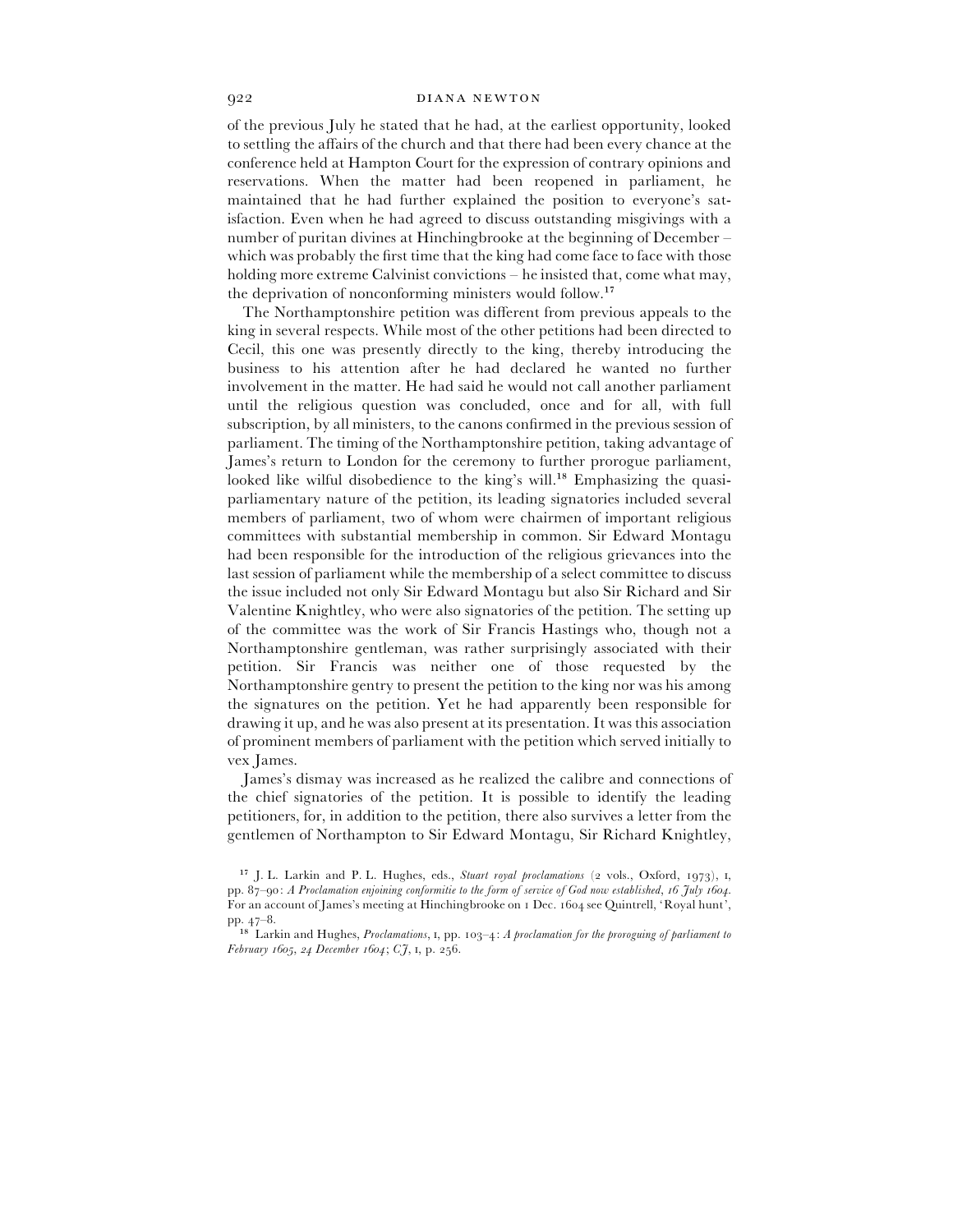of the previous July he stated that he had, at the earliest opportunity, looked to settling the affairs of the church and that there had been every chance at the conference held at Hampton Court for the expression of contrary opinions and reservations. When the matter had been reopened in parliament, he maintained that he had further explained the position to everyone's satisfaction. Even when he had agreed to discuss outstanding misgivings with a number of puritan divines at Hinchingbrooke at the beginning of December – which was probably the first time that the king had come face to face with those holding more extreme Calvinist convictions – he insisted that, come what may, the deprivation of nonconforming ministers would follow.[17]

The Northamptonshire petition was different from previous appeals to the king in several respects. While most of the other petitions had been directed to Cecil, this one was presently directly to the king, thereby introducing the business to his attention after he had declared he wanted no further involvement in the matter. He had said he would not call another parliament until the religious question was concluded, once and for all, with full subscription, by all ministers, to the canons confirmed in the previous session of parliament. The timing of the Northamptonshire petition, taking advantage of James's return to London for the ceremony to further prorogue parliament, looked like wilful disobedience to the king's will.[18] Emphasizing the quasi-parliamentary nature of the petition, its leading signatories included several members of parliament, two of whom were chairmen of important religious committees with substantial membership in common. Sir Edward Montagu had been responsible for the introduction of the religious grievances into the last session of parliament while the membership of a select committee to discuss the issue included not only Sir Edward Montagu but also Sir Richard and Sir Valentine Knightley, who were also signatories of the petition. The setting up of the committee was the work of Sir Francis Hastings who, though not a Northamptonshire gentleman, was rather surprisingly associated with their petition. Sir Francis was neither one of those requested by the Northamptonshire gentry to present the petition to the king nor was his among the signatures on the petition. Yet he had apparently been responsible for drawing it up, and he was also present at its presentation. It was this association of prominent members of parliament with the petition which served initially to vex James.

James's dismay was increased as he realized the calibre and connections of the chief signatories of the petition. It is possible to identify the leading petitioners, for, in addition to the petition, there also survives a letter from the gentlemen of Northampton to Sir Edward Montagu, Sir Richard Knightley,

[17] J. L. Larkin and P. L. Hughes, eds., *Stuart royal proclamations* (2 vols., Oxford, 1973), I, pp. 87–90: *A Proclamation enjoining conformitie to the form of service of God now established, 16 July 1604.* For an account of James's meeting at Hinchingbrooke on 1 Dec. 1604 see Quintrell, 'Royal hunt', pp. 47–8.

[18] Larkin and Hughes, *Proclamations*, I, pp. 103–4: *A proclamation for the proroguing of parliament to February 1605, 24 December 1604*; *CJ*, I, p. 256.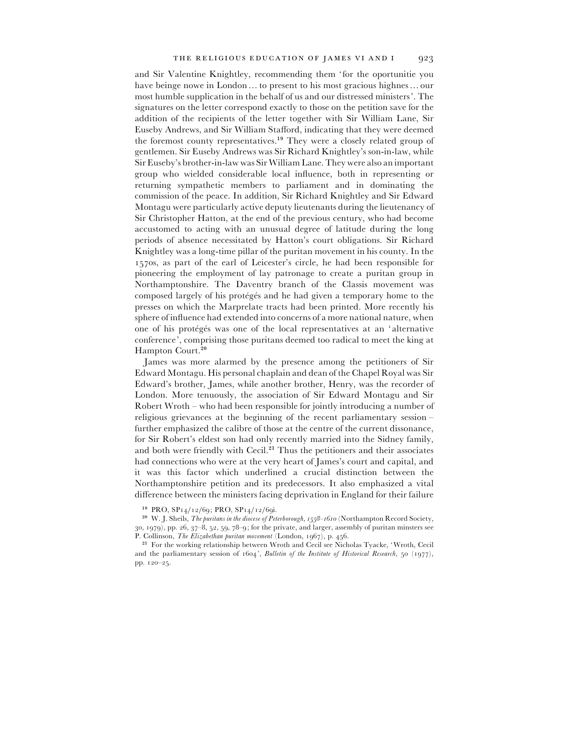and Sir Valentine Knightley, recommending them 'for the oportunitie you have beinge nowe in London ... to present to his most gracious highnes ... our most humble supplication in the behalf of us and our distressed ministers'. The signatures on the letter correspond exactly to those on the petition save for the addition of the recipients of the letter together with Sir William Lane, Sir Euseby Andrews, and Sir William Stafford, indicating that they were deemed the foremost county representatives.[19] They were a closely related group of gentlemen. Sir Euseby Andrews was Sir Richard Knightley's son-in-law, while Sir Euseby's brother-in-law was Sir William Lane. They were also an important group who wielded considerable local influence, both in representing or returning sympathetic members to parliament and in dominating the commission of the peace. In addition, Sir Richard Knightley and Sir Edward Montagu were particularly active deputy lieutenants during the lieutenancy of Sir Christopher Hatton, at the end of the previous century, who had become accustomed to acting with an unusual degree of latitude during the long periods of absence necessitated by Hatton's court obligations. Sir Richard Knightley was a long-time pillar of the puritan movement in his county. In the 1570s, as part of the earl of Leicester's circle, he had been responsible for pioneering the employment of lay patronage to create a puritan group in Northamptonshire. The Daventry branch of the Classis movement was composed largely of his protégés and he had given a temporary home to the presses on which the Marprelate tracts had been printed. More recently his sphere of influence had extended into concerns of a more national nature, when one of his protégés was one of the local representatives at an 'alternative conference', comprising those puritans deemed too radical to meet the king at Hampton Court.[20]

James was more alarmed by the presence among the petitioners of Sir Edward Montagu. His personal chaplain and dean of the Chapel Royal was Sir Edward's brother, James, while another brother, Henry, was the recorder of London. More tenuously, the association of Sir Edward Montagu and Sir Robert Wroth – who had been responsible for jointly introducing a number of religious grievances at the beginning of the recent parliamentary session – further emphasized the calibre of those at the centre of the current dissonance, for Sir Robert's eldest son had only recently married into the Sidney family, and both were friendly with Cecil.[21] Thus the petitioners and their associates had connections who were at the very heart of James's court and capital, and it was this factor which underlined a crucial distinction between the Northamptonshire petition and its predecessors. It also emphasized a vital difference between the ministers facing deprivation in England for their failure

[19] PRO, SP14/12/69; PRO, SP14/12/69i.

[20] W. J. Sheils, *The puritans in the diocese of Peterborough, 1558–1610* (Northampton Record Society, 30, 1979), pp. 26, 37–8, 52, 59, 78–9; for the private, and larger, assembly of puritan minsters see P. Collinson, *The Elizabethan puritan movement* (London, 1967), p. 456.

[21] For the working relationship between Wroth and Cecil see Nicholas Tyacke, 'Wroth, Cecil and the parliamentary session of 1604', *Bulletin of the Institute of Historical Research*, 50 (1977), pp. 120–25.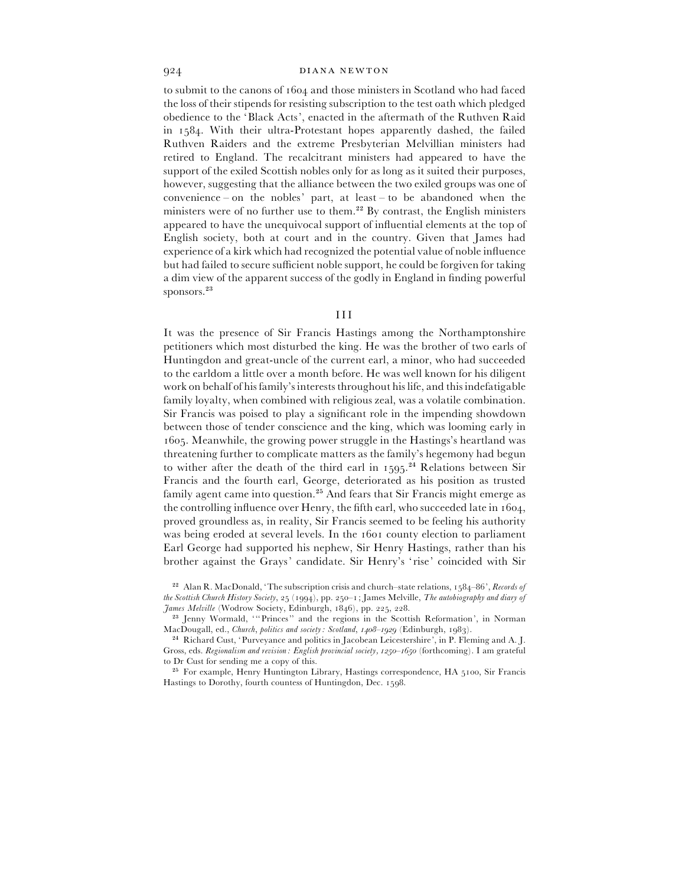to submit to the canons of 1604 and those ministers in Scotland who had faced the loss of their stipends for resisting subscription to the test oath which pledged obedience to the 'Black Acts', enacted in the aftermath of the Ruthven Raid in 1584. With their ultra-Protestant hopes apparently dashed, the failed Ruthven Raiders and the extreme Presbyterian Melvillian ministers had retired to England. The recalcitrant ministers had appeared to have the support of the exiled Scottish nobles only for as long as it suited their purposes, however, suggesting that the alliance between the two exiled groups was one of convenience – on the nobles' part, at least – to be abandoned when the ministers were of no further use to them.[22] By contrast, the English ministers appeared to have the unequivocal support of influential elements at the top of English society, both at court and in the country. Given that James had experience of a kirk which had recognized the potential value of noble influence but had failed to secure sufficient noble support, he could be forgiven for taking a dim view of the apparent success of the godly in England in finding powerful sponsors.[23]

## III

It was the presence of Sir Francis Hastings among the Northamptonshire petitioners which most disturbed the king. He was the brother of two earls of Huntingdon and great-uncle of the current earl, a minor, who had succeeded to the earldom a little over a month before. He was well known for his diligent work on behalf of his family's interests throughout his life, and this indefatigable family loyalty, when combined with religious zeal, was a volatile combination. Sir Francis was poised to play a significant role in the impending showdown between those of tender conscience and the king, which was looming early in 1605. Meanwhile, the growing power struggle in the Hastings's heartland was threatening further to complicate matters as the family's hegemony had begun to wither after the death of the third earl in 1595.[24] Relations between Sir Francis and the fourth earl, George, deteriorated as his position as trusted family agent came into question.[25] And fears that Sir Francis might emerge as the controlling influence over Henry, the fifth earl, who succeeded late in 1604, proved groundless as, in reality, Sir Francis seemed to be feeling his authority was being eroded at several levels. In the 1601 county election to parliament Earl George had supported his nephew, Sir Henry Hastings, rather than his brother against the Grays' candidate. Sir Henry's 'rise' coincided with Sir

[22] Alan R. MacDonald, 'The subscription crisis and church–state relations, 1584–86', *Records of the Scottish Church History Society*, 25 (1994), pp. 250–1; James Melville, *The autobiography and diary of James Melville* (Wodrow Society, Edinburgh, 1846), pp. 225, 228.

[23] Jenny Wormald, '"Princes" and the regions in the Scottish Reformation', in Norman MacDougall, ed., *Church, politics and society: Scotland, 1408–1929* (Edinburgh, 1983).

[24] Richard Cust, 'Purveyance and politics in Jacobean Leicestershire', in P. Fleming and A. J. Gross, eds. *Regionalism and revision: English provincial society, 1250–1650* (forthcoming). I am grateful to Dr Cust for sending me a copy of this.

[25] For example, Henry Huntington Library, Hastings correspondence, HA 5100, Sir Francis Hastings to Dorothy, fourth countess of Huntingdon, Dec. 1598.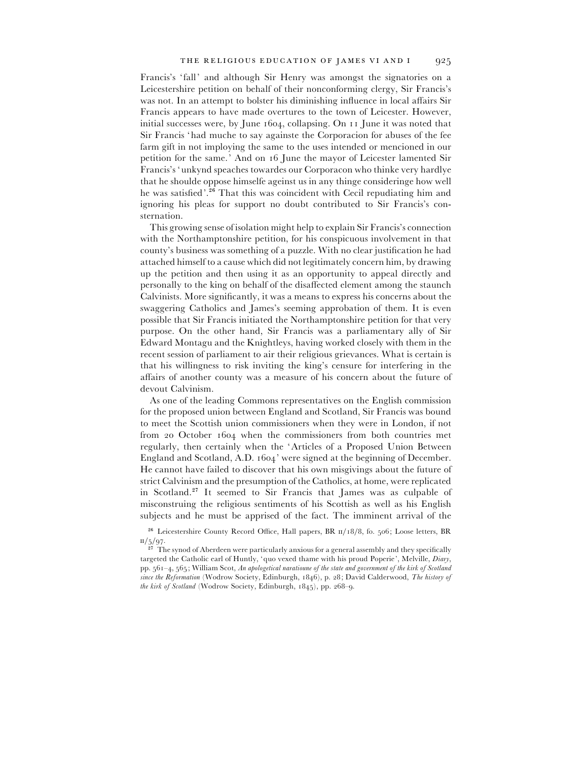Francis's 'fall' and although Sir Henry was amongst the signatories on a Leicestershire petition on behalf of their nonconforming clergy, Sir Francis's was not. In an attempt to bolster his diminishing influence in local affairs Sir Francis appears to have made overtures to the town of Leicester. However, initial successes were, by June 1604, collapsing. On 11 June it was noted that Sir Francis 'had muche to say againste the Corporacion for abuses of the fee farm gift in not imploying the same to the uses intended or mencioned in our petition for the same.' And on 16 June the mayor of Leicester lamented Sir Francis's 'unkynd speaches towardes our Corporacon who thinke very hardlye that he shoulde oppose himselfe ageinst us in any thinge consideringe how well he was satisfied'.[26] That this was coincident with Cecil repudiating him and ignoring his pleas for support no doubt contributed to Sir Francis's consternation.

This growing sense of isolation might help to explain Sir Francis's connection with the Northamptonshire petition, for his conspicuous involvement in that county's business was something of a puzzle. With no clear justification he had attached himself to a cause which did not legitimately concern him, by drawing up the petition and then using it as an opportunity to appeal directly and personally to the king on behalf of the disaffected element among the staunch Calvinists. More significantly, it was a means to express his concerns about the swaggering Catholics and James's seeming approbation of them. It is even possible that Sir Francis initiated the Northamptonshire petition for that very purpose. On the other hand, Sir Francis was a parliamentary ally of Sir Edward Montagu and the Knightleys, having worked closely with them in the recent session of parliament to air their religious grievances. What is certain is that his willingness to risk inviting the king's censure for interfering in the affairs of another county was a measure of his concern about the future of devout Calvinism.

As one of the leading Commons representatives on the English commission for the proposed union between England and Scotland, Sir Francis was bound to meet the Scottish union commissioners when they were in London, if not from 20 October 1604 when the commissioners from both countries met regularly, then certainly when the 'Articles of a Proposed Union Between England and Scotland, A.D. 1604' were signed at the beginning of December. He cannot have failed to discover that his own misgivings about the future of strict Calvinism and the presumption of the Catholics, at home, were replicated in Scotland.[27] It seemed to Sir Francis that James was as culpable of misconstruing the religious sentiments of his Scottish as well as his English subjects and he must be apprised of the fact. The imminent arrival of the

[26] Leicestershire County Record Office, Hall papers, BR II/18/8, fo. 506; Loose letters, BR II/5/97.

[27] The synod of Aberdeen were particularly anxious for a general assembly and they specifically targeted the Catholic earl of Huntly, 'quo vexed thame with his proud Poperie', Melville, *Diary*, pp. 561–4, 565; William Scot, *An apologetical naratioune of the state and government of the kirk of Scotland since the Reformation* (Wodrow Society, Edinburgh, 1846), p. 28; David Calderwood, *The history of the kirk of Scotland* (Wodrow Society, Edinburgh, 1845), pp. 268–9.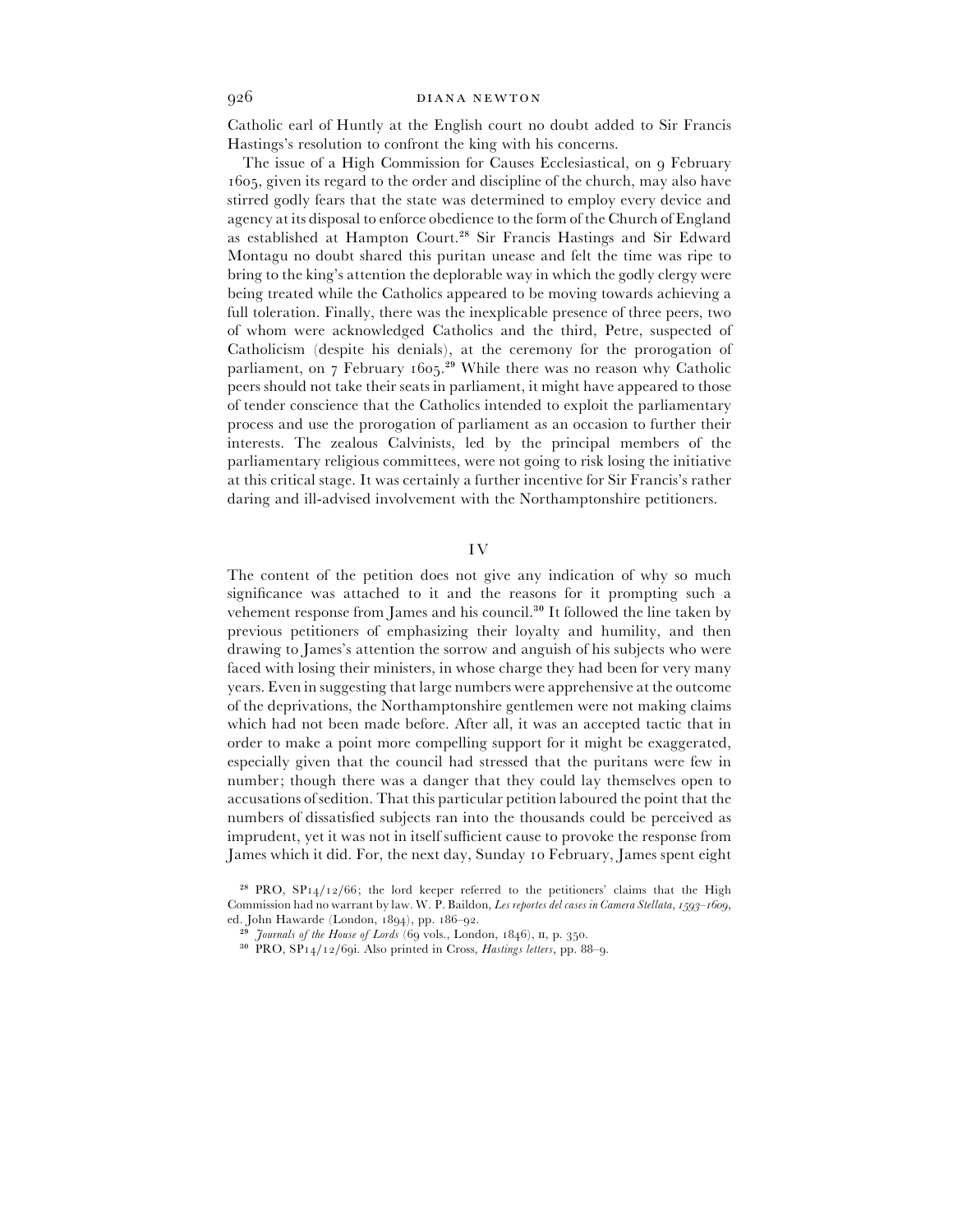Catholic earl of Huntly at the English court no doubt added to Sir Francis Hastings's resolution to confront the king with his concerns.

The issue of a High Commission for Causes Ecclesiastical, on 9 February 1605, given its regard to the order and discipline of the church, may also have stirred godly fears that the state was determined to employ every device and agency at its disposal to enforce obedience to the form of the Church of England as established at Hampton Court.[28] Sir Francis Hastings and Sir Edward Montagu no doubt shared this puritan unease and felt the time was ripe to bring to the king's attention the deplorable way in which the godly clergy were being treated while the Catholics appeared to be moving towards achieving a full toleration. Finally, there was the inexplicable presence of three peers, two of whom were acknowledged Catholics and the third, Petre, suspected of Catholicism (despite his denials), at the ceremony for the prorogation of parliament, on 7 February 1605.[29] While there was no reason why Catholic peers should not take their seats in parliament, it might have appeared to those of tender conscience that the Catholics intended to exploit the parliamentary process and use the prorogation of parliament as an occasion to further their interests. The zealous Calvinists, led by the principal members of the parliamentary religious committees, were not going to risk losing the initiative at this critical stage. It was certainly a further incentive for Sir Francis's rather daring and ill-advised involvement with the Northamptonshire petitioners.

## IV

The content of the petition does not give any indication of why so much significance was attached to it and the reasons for it prompting such a vehement response from James and his council.[30] It followed the line taken by previous petitioners of emphasizing their loyalty and humility, and then drawing to James's attention the sorrow and anguish of his subjects who were faced with losing their ministers, in whose charge they had been for very many years. Even in suggesting that large numbers were apprehensive at the outcome of the deprivations, the Northamptonshire gentlemen were not making claims which had not been made before. After all, it was an accepted tactic that in order to make a point more compelling support for it might be exaggerated, especially given that the council had stressed that the puritans were few in number; though there was a danger that they could lay themselves open to accusations of sedition. That this particular petition laboured the point that the numbers of dissatisfied subjects ran into the thousands could be perceived as imprudent, yet it was not in itself sufficient cause to provoke the response from James which it did. For, the next day, Sunday 10 February, James spent eight

[28] PRO, SP14/12/66; the lord keeper referred to the petitioners' claims that the High Commission had no warrant by law. W. P. Baildon, *Les reportes del cases in Camera Stellata, 1593–1609*, ed. John Hawarde (London, 1894), pp. 186–92.

[29] *Journals of the House of Lords* (69 vols., London, 1846), II, p. 350.

[30] PRO, SP14/12/69i. Also printed in Cross, *Hastings letters*, pp. 88–9.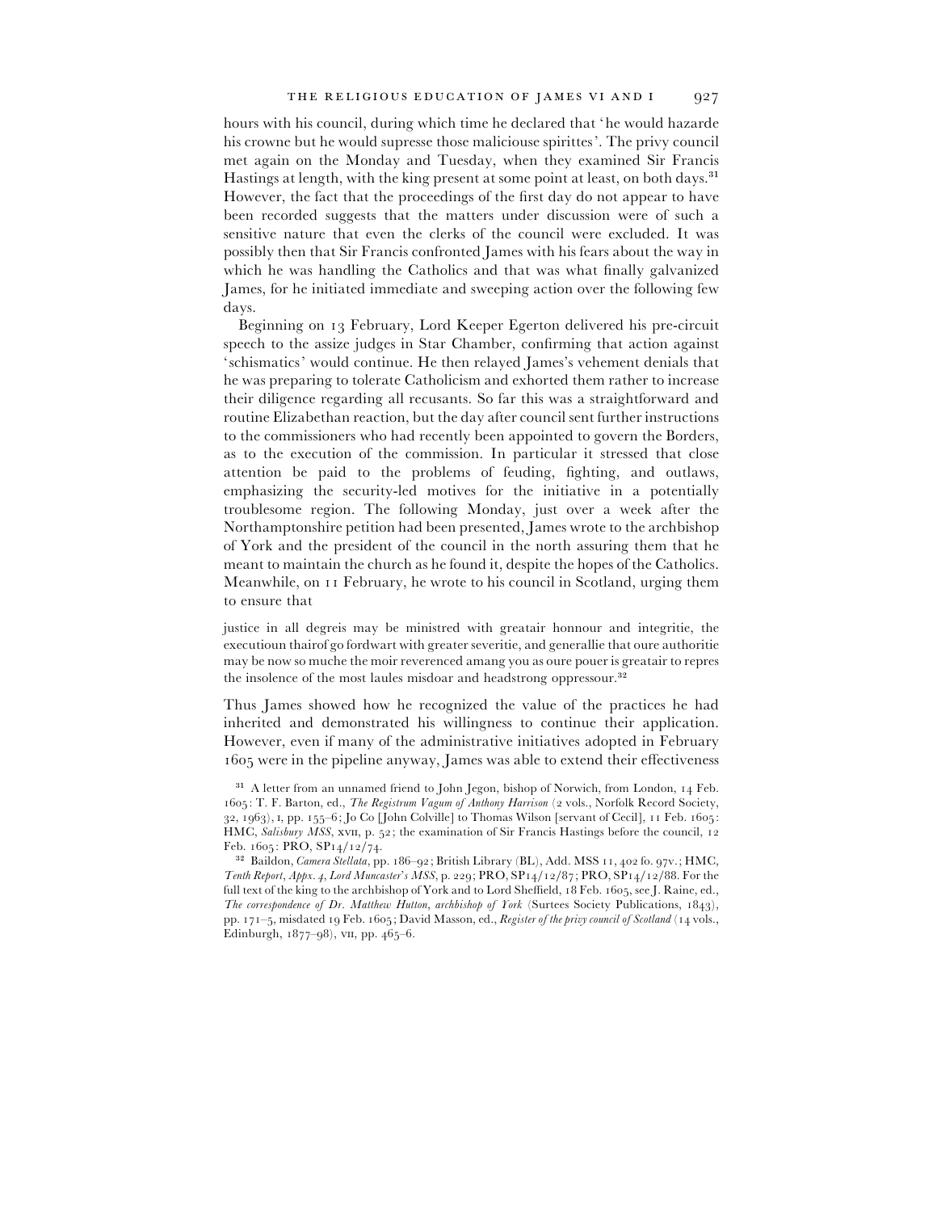hours with his council, during which time he declared that 'he would hazarde his crowne but he would supresse those maliciouse spirittes'. The privy council met again on the Monday and Tuesday, when they examined Sir Francis Hastings at length, with the king present at some point at least, on both days.[31] However, the fact that the proceedings of the first day do not appear to have been recorded suggests that the matters under discussion were of such a sensitive nature that even the clerks of the council were excluded. It was possibly then that Sir Francis confronted James with his fears about the way in which he was handling the Catholics and that was what finally galvanized James, for he initiated immediate and sweeping action over the following few days.

Beginning on 13 February, Lord Keeper Egerton delivered his pre-circuit speech to the assize judges in Star Chamber, confirming that action against 'schismatics' would continue. He then relayed James's vehement denials that he was preparing to tolerate Catholicism and exhorted them rather to increase their diligence regarding all recusants. So far this was a straightforward and routine Elizabethan reaction, but the day after council sent further instructions to the commissioners who had recently been appointed to govern the Borders, as to the execution of the commission. In particular it stressed that close attention be paid to the problems of feuding, fighting, and outlaws, emphasizing the security-led motives for the initiative in a potentially troublesome region. The following Monday, just over a week after the Northamptonshire petition had been presented, James wrote to the archbishop of York and the president of the council in the north assuring them that he meant to maintain the church as he found it, despite the hopes of the Catholics. Meanwhile, on 11 February, he wrote to his council in Scotland, urging them to ensure that

> justice in all degreis may be ministred with greatair honnour and integritie, the executioun thairof go fordwart with greater severitie, and generallie that oure authoritie may be now so muche the moir reverenced amang you as oure pouer is greatair to repres the insolence of the most laules misdoar and headstrong oppressour.[32]

Thus James showed how he recognized the value of the practices he had inherited and demonstrated his willingness to continue their application. However, even if many of the administrative initiatives adopted in February 1605 were in the pipeline anyway, James was able to extend their effectiveness

[31] A letter from an unnamed friend to John Jegon, bishop of Norwich, from London, 14 Feb. 1605: T. F. Barton, ed., *The Registrum Vagum of Anthony Harrison* (2 vols., Norfolk Record Society, 32, 1963), I, pp. 155–6; Jo Co [John Colville] to Thomas Wilson [servant of Cecil], 11 Feb. 1605: HMC, *Salisbury MSS*, XVII, p. 52; the examination of Sir Francis Hastings before the council, 12 Feb. 1605: PRO, SP14/12/74.

[32] Baildon, *Camera Stellata*, pp. 186–92; British Library (BL), Add. MSS 11, 402 fo. 97v.; HMC, *Tenth Report, Appx. 4, Lord Muncaster's MSS*, p. 229; PRO, SP14/12/87; PRO, SP14/12/88. For the full text of the king to the archbishop of York and to Lord Sheffield, 18 Feb. 1605, see J. Raine, ed., *The correspondence of Dr. Matthew Hutton, archbishop of York* (Surtees Society Publications, 1843), pp. 171–5, misdated 19 Feb. 1605; David Masson, ed., *Register of the privy council of Scotland* (14 vols., Edinburgh, 1877–98), VII, pp. 465–6.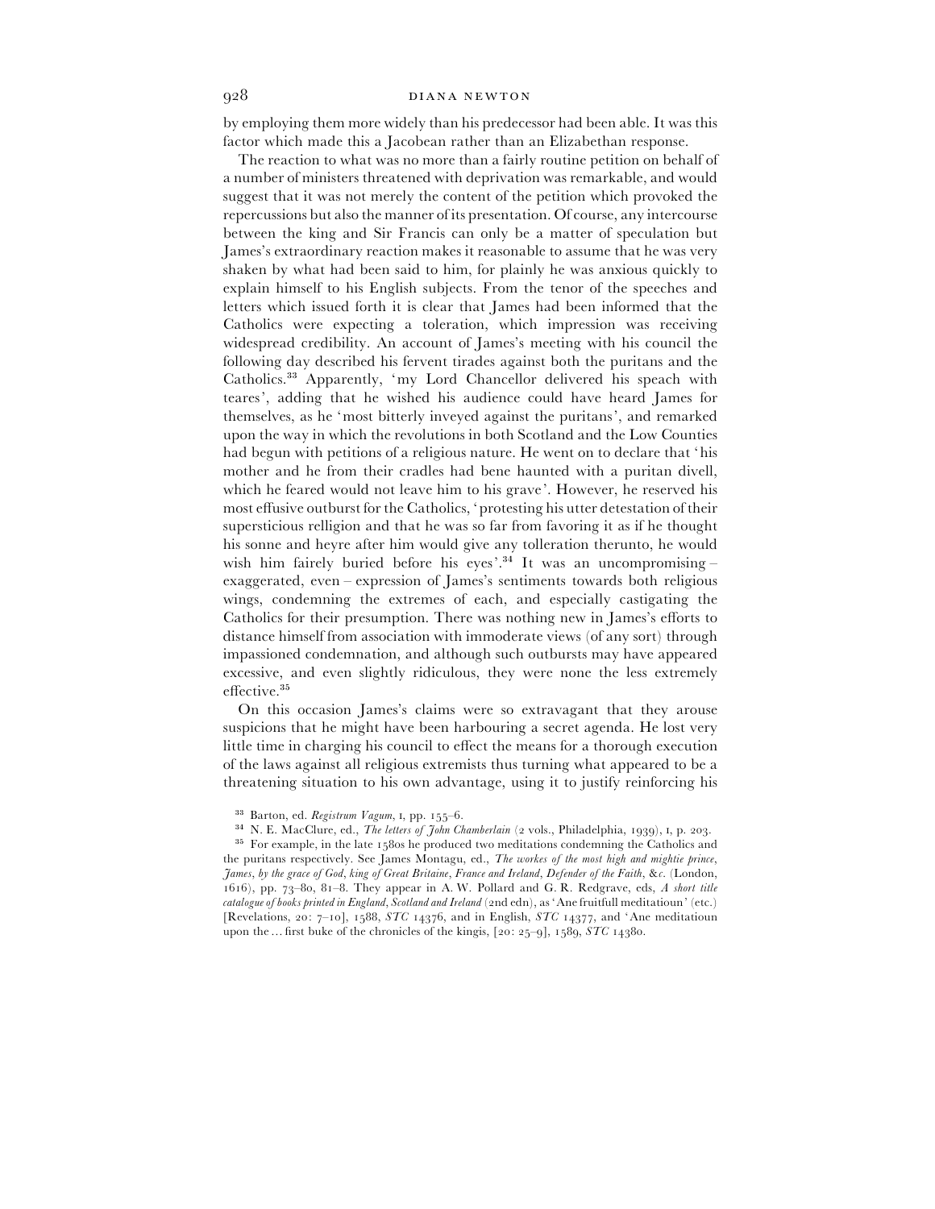by employing them more widely than his predecessor had been able. It was this factor which made this a Jacobean rather than an Elizabethan response.

The reaction to what was no more than a fairly routine petition on behalf of a number of ministers threatened with deprivation was remarkable, and would suggest that it was not merely the content of the petition which provoked the repercussions but also the manner of its presentation. Of course, any intercourse between the king and Sir Francis can only be a matter of speculation but James's extraordinary reaction makes it reasonable to assume that he was very shaken by what had been said to him, for plainly he was anxious quickly to explain himself to his English subjects. From the tenor of the speeches and letters which issued forth it is clear that James had been informed that the Catholics were expecting a toleration, which impression was receiving widespread credibility. An account of James's meeting with his council the following day described his fervent tirades against both the puritans and the Catholics.[33] Apparently, 'my Lord Chancellor delivered his speach with teares', adding that he wished his audience could have heard James for themselves, as he 'most bitterly inveyed against the puritans', and remarked upon the way in which the revolutions in both Scotland and the Low Counties had begun with petitions of a religious nature. He went on to declare that 'his mother and he from their cradles had bene haunted with a puritan divell, which he feared would not leave him to his grave'. However, he reserved his most effusive outburst for the Catholics, 'protesting his utter detestation of their superstitious relligion and that he was so far from favoring it as if he thought his sonne and heyre after him would give any tolleration therunto, he would wish him fairely buried before his eyes'.[34] It was an uncompromising – exaggerated, even – expression of James's sentiments towards both religious wings, condemning the extremes of each, and especially castigating the Catholics for their presumption. There was nothing new in James's efforts to distance himself from association with immoderate views (of any sort) through impassioned condemnation, and although such outbursts may have appeared excessive, and even slightly ridiculous, they were none the less extremely effective.[35]

On this occasion James's claims were so extravagant that they arouse suspicions that he might have been harbouring a secret agenda. He lost very little time in charging his council to effect the means for a thorough execution of the laws against all religious extremists thus turning what appeared to be a threatening situation to his own advantage, using it to justify reinforcing his

[33] Barton, ed. *Registrum Vagum*, I, pp. 155–6.

[34] N. E. MacClure, ed., *The letters of John Chamberlain* (2 vols., Philadelphia, 1939), I, p. 203.

[35] For example, in the late 1580s he produced two meditations condemning the Catholics and the puritans respectively. See James Montagu, ed., *The workes of the most high and mightie prince, James, by the grace of God, king of Great Britaine, France and Ireland, Defender of the Faith, &c.* (London, 1616), pp. 73–80, 81–8. They appear in A. W. Pollard and G. R. Redgrave, eds, *A short title catalogue of books printed in England, Scotland and Ireland* (2nd edn), as 'Ane fruitfull meditatioun' (etc.) [Revelations, 20: 7–10], 1588, *STC* 14376, and in English, *STC* 14377, and 'Ane meditatioun upon the ... first buke of the chronicles of the kingis, [20: 25–9], 1589, *STC* 14380.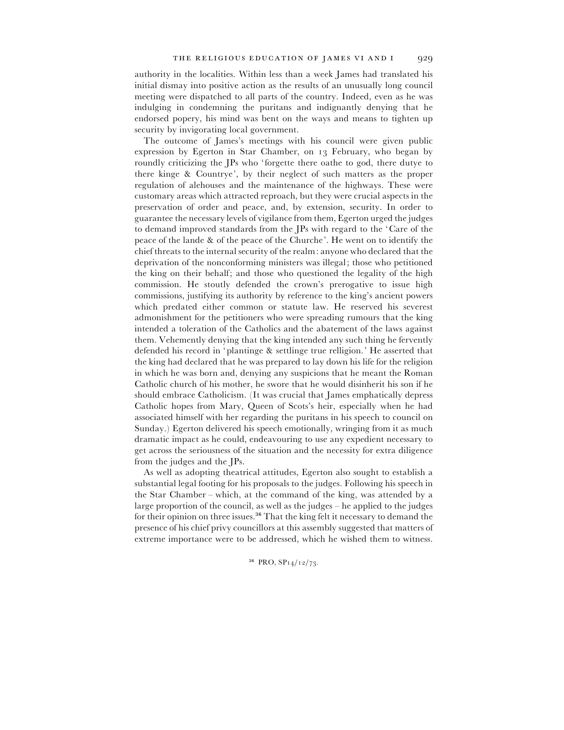authority in the localities. Within less than a week James had translated his initial dismay into positive action as the results of an unusually long council meeting were dispatched to all parts of the country. Indeed, even as he was indulging in condemning the puritans and indignantly denying that he endorsed popery, his mind was bent on the ways and means to tighten up security by invigorating local government.

The outcome of James's meetings with his council were given public expression by Egerton in Star Chamber, on 13 February, who began by roundly criticizing the JPs who 'forgette there oathe to god, there dutye to there kinge & Countrye', by their neglect of such matters as the proper regulation of alehouses and the maintenance of the highways. These were customary areas which attracted reproach, but they were crucial aspects in the preservation of order and peace, and, by extension, security. In order to guarantee the necessary levels of vigilance from them, Egerton urged the judges to demand improved standards from the JPs with regard to the 'Care of the peace of the lande & of the peace of the Churche'. He went on to identify the chief threats to the internal security of the realm: anyone who declared that the deprivation of the nonconforming ministers was illegal; those who petitioned the king on their behalf; and those who questioned the legality of the high commission. He stoutly defended the crown's prerogative to issue high commissions, justifying its authority by reference to the king's ancient powers which predated either common or statute law. He reserved his severest admonishment for the petitioners who were spreading rumours that the king intended a toleration of the Catholics and the abatement of the laws against them. Vehemently denying that the king intended any such thing he fervently defended his record in 'plantinge & settlinge true relligion.' He asserted that the king had declared that he was prepared to lay down his life for the religion in which he was born and, denying any suspicions that he meant the Roman Catholic church of his mother, he swore that he would disinherit his son if he should embrace Catholicism. (It was crucial that James emphatically depress Catholic hopes from Mary, Queen of Scots's heir, especially when he had associated himself with her regarding the puritans in his speech to council on Sunday.) Egerton delivered his speech emotionally, wringing from it as much dramatic impact as he could, endeavouring to use any expedient necessary to get across the seriousness of the situation and the necessity for extra diligence from the judges and the JPs.

As well as adopting theatrical attitudes, Egerton also sought to establish a substantial legal footing for his proposals to the judges. Following his speech in the Star Chamber – which, at the command of the king, was attended by a large proportion of the council, as well as the judges – he applied to the judges for their opinion on three issues.[36] That the king felt it necessary to demand the presence of his chief privy councillors at this assembly suggested that matters of extreme importance were to be addressed, which he wished them to witness.

[36] PRO, SP14/12/73.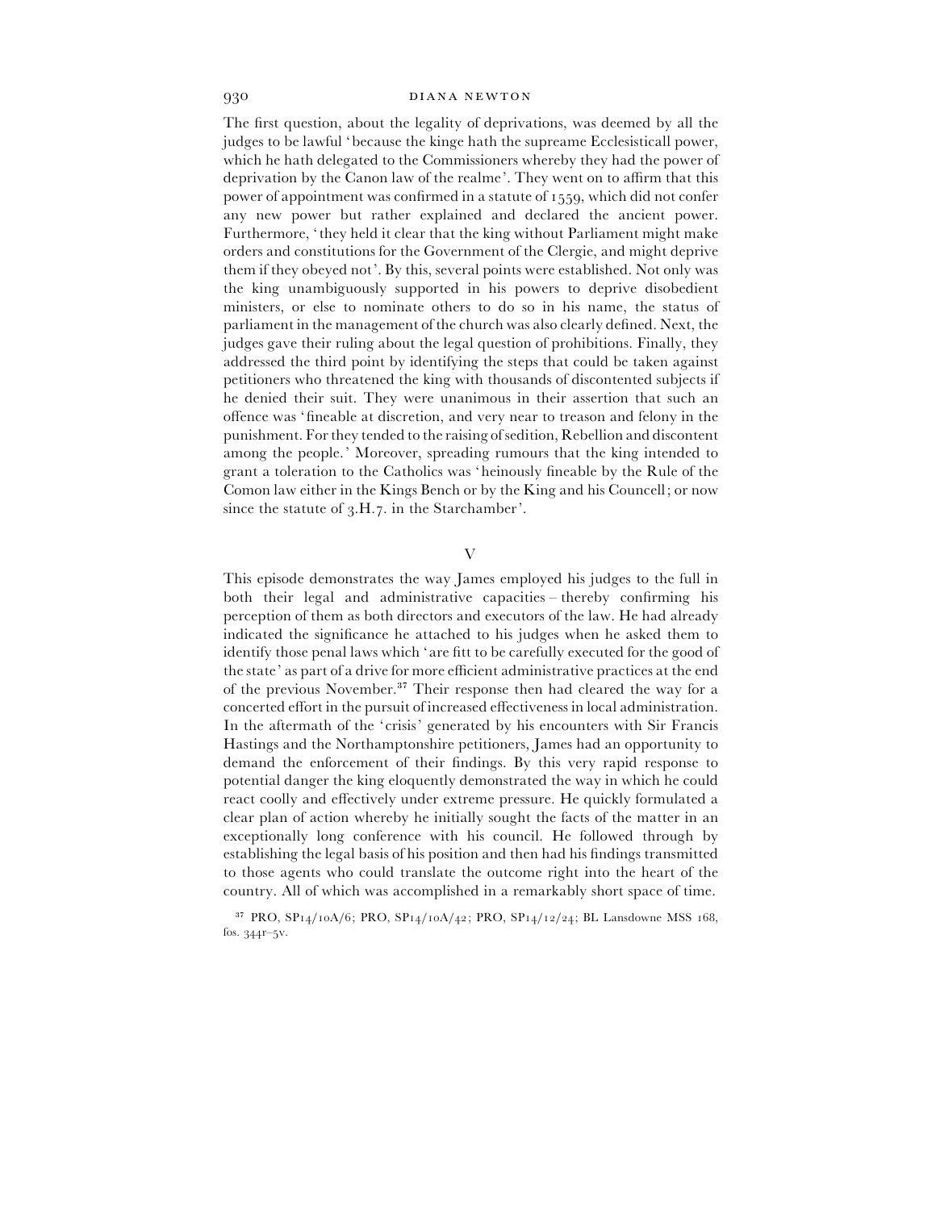The first question, about the legality of deprivations, was deemed by all the judges to be lawful 'because the kinge hath the supreame Ecclesisticall power, which he hath delegated to the Commissioners whereby they had the power of deprivation by the Canon law of the realme'. They went on to affirm that this power of appointment was confirmed in a statute of 1559, which did not confer any new power but rather explained and declared the ancient power. Furthermore, 'they held it clear that the king without Parliament might make orders and constitutions for the Government of the Clergie, and might deprive them if they obeyed not'. By this, several points were established. Not only was the king unambiguously supported in his powers to deprive disobedient ministers, or else to nominate others to do so in his name, the status of parliament in the management of the church was also clearly defined. Next, the judges gave their ruling about the legal question of prohibitions. Finally, they addressed the third point by identifying the steps that could be taken against petitioners who threatened the king with thousands of discontented subjects if he denied their suit. They were unanimous in their assertion that such an offence was 'fineable at discretion, and very near to treason and felony in the punishment. For they tended to the raising of sedition, Rebellion and discontent among the people.' Moreover, spreading rumours that the king intended to grant a toleration to the Catholics was 'heinously fineable by the Rule of the Comon law either in the Kings Bench or by the King and his Councell; or now since the statute of 3.H.7. in the Starchamber'.

## V

This episode demonstrates the way James employed his judges to the full in both their legal and administrative capacities – thereby confirming his perception of them as both directors and executors of the law. He had already indicated the significance he attached to his judges when he asked them to identify those penal laws which 'are fitt to be carefully executed for the good of the state' as part of a drive for more efficient administrative practices at the end of the previous November.[37] Their response then had cleared the way for a concerted effort in the pursuit of increased effectiveness in local administration. In the aftermath of the 'crisis' generated by his encounters with Sir Francis Hastings and the Northamptonshire petitioners, James had an opportunity to demand the enforcement of their findings. By this very rapid response to potential danger the king eloquently demonstrated the way in which he could react coolly and effectively under extreme pressure. He quickly formulated a clear plan of action whereby he initially sought the facts of the matter in an exceptionally long conference with his council. He followed through by establishing the legal basis of his position and then had his findings transmitted to those agents who could translate the outcome right into the heart of the country. All of which was accomplished in a remarkably short space of time.

[37] PRO, SP14/10A/6; PRO, SP14/10A/42; PRO, SP14/12/24; BL Lansdowne MSS 168, fos. 344r–5v.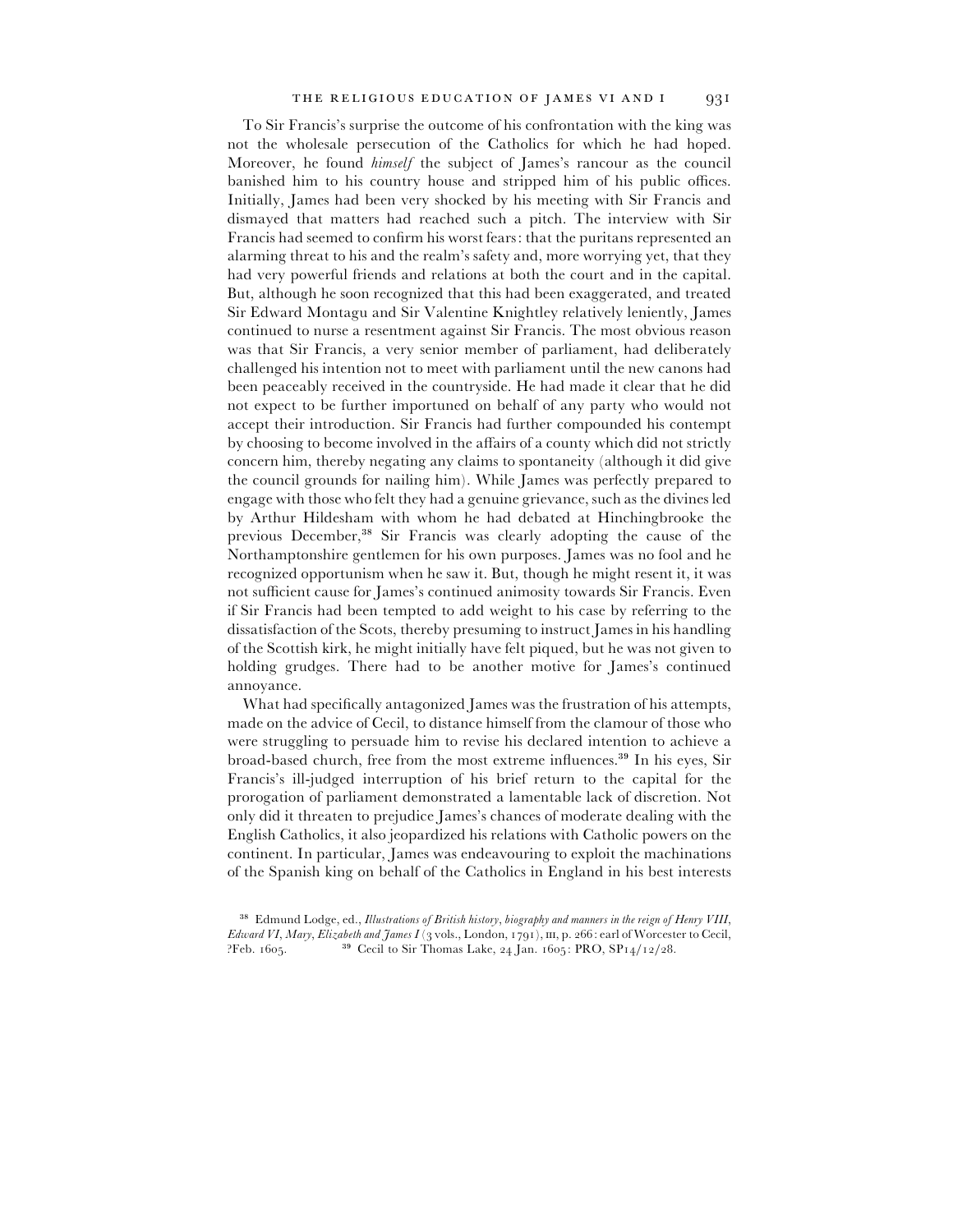To Sir Francis's surprise the outcome of his confrontation with the king was not the wholesale persecution of the Catholics for which he had hoped. Moreover, he found *himself* the subject of James's rancour as the council banished him to his country house and stripped him of his public offices. Initially, James had been very shocked by his meeting with Sir Francis and dismayed that matters had reached such a pitch. The interview with Sir Francis had seemed to confirm his worst fears: that the puritans represented an alarming threat to his and the realm's safety and, more worrying yet, that they had very powerful friends and relations at both the court and in the capital. But, although he soon recognized that this had been exaggerated, and treated Sir Edward Montagu and Sir Valentine Knightley relatively leniently, James continued to nurse a resentment against Sir Francis. The most obvious reason was that Sir Francis, a very senior member of parliament, had deliberately challenged his intention not to meet with parliament until the new canons had been peaceably received in the countryside. He had made it clear that he did not expect to be further importuned on behalf of any party who would not accept their introduction. Sir Francis had further compounded his contempt by choosing to become involved in the affairs of a county which did not strictly concern him, thereby negating any claims to spontaneity (although it did give the council grounds for nailing him). While James was perfectly prepared to engage with those who felt they had a genuine grievance, such as the divines led by Arthur Hildesham with whom he had debated at Hinchingbrooke the previous December,[38] Sir Francis was clearly adopting the cause of the Northamptonshire gentlemen for his own purposes. James was no fool and he recognized opportunism when he saw it. But, though he might resent it, it was not sufficient cause for James's continued animosity towards Sir Francis. Even if Sir Francis had been tempted to add weight to his case by referring to the dissatisfaction of the Scots, thereby presuming to instruct James in his handling of the Scottish kirk, he might initially have felt piqued, but he was not given to holding grudges. There had to be another motive for James's continued annoyance.

What had specifically antagonized James was the frustration of his attempts, made on the advice of Cecil, to distance himself from the clamour of those who were struggling to persuade him to revise his declared intention to achieve a broad-based church, free from the most extreme influences.[39] In his eyes, Sir Francis's ill-judged interruption of his brief return to the capital for the prorogation of parliament demonstrated a lamentable lack of discretion. Not only did it threaten to prejudice James's chances of moderate dealing with the English Catholics, it also jeopardized his relations with Catholic powers on the continent. In particular, James was endeavouring to exploit the machinations of the Spanish king on behalf of the Catholics in England in his best interests

[38] Edmund Lodge, ed., *Illustrations of British history, biography and manners in the reign of Henry VIII, Edward VI, Mary, Elizabeth and James I* (3 vols., London, 1791), III, p. 266: earl of Worcester to Cecil, ?Feb. 1605.

[39] Cecil to Sir Thomas Lake, 24 Jan. 1605: PRO, SP14/12/28.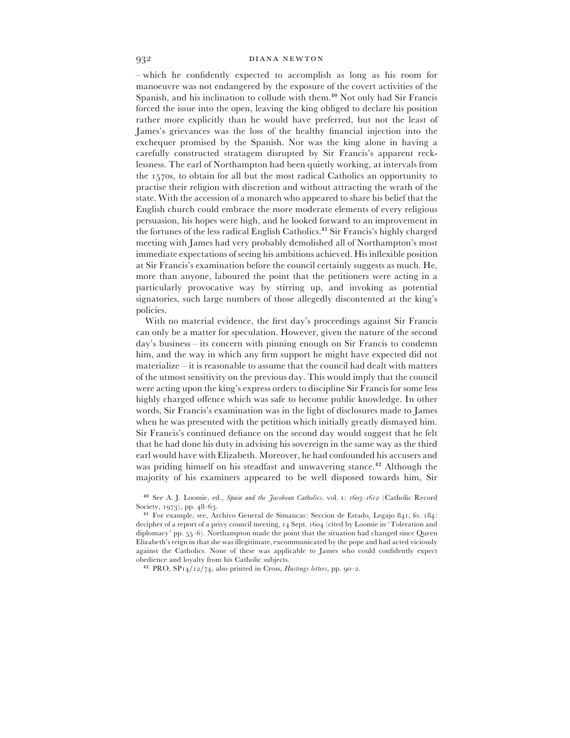– which he confidently expected to accomplish as long as his room for manoeuvre was not endangered by the exposure of the covert activities of the Spanish, and his inclination to collude with them.[40] Not only had Sir Francis forced the issue into the open, leaving the king obliged to declare his position rather more explicitly than he would have preferred, but not the least of James's grievances was the loss of the healthy financial injection into the exchequer promised by the Spanish. Nor was the king alone in having a carefully constructed stratagem disrupted by Sir Francis's apparent recklessness. The earl of Northampton had been quietly working, at intervals from the 1570s, to obtain for all but the most radical Catholics an opportunity to practise their religion with discretion and without attracting the wrath of the state. With the accession of a monarch who appeared to share his belief that the English church could embrace the more moderate elements of every religious persuasion, his hopes were high, and he looked forward to an improvement in the fortunes of the less radical English Catholics.[41] Sir Francis's highly charged meeting with James had very probably demolished all of Northampton's most immediate expectations of seeing his ambitions achieved. His inflexible position at Sir Francis's examination before the council certainly suggests as much. He, more than anyone, laboured the point that the petitioners were acting in a particularly provocative way by stirring up, and invoking as potential signatories, such large numbers of those allegedly discontented at the king's policies.

With no material evidence, the first day's proceedings against Sir Francis can only be a matter for speculation. However, given the nature of the second day's business – its concern with pinning enough on Sir Francis to condemn him, and the way in which any firm support he might have expected did not materialize – it is reasonable to assume that the council had dealt with matters of the utmost sensitivity on the previous day. This would imply that the council were acting upon the king's express orders to discipline Sir Francis for some less highly charged offence which was safe to become public knowledge. In other words, Sir Francis's examination was in the light of disclosures made to James when he was presented with the petition which initially greatly dismayed him. Sir Francis's continued defiance on the second day would suggest that he felt that he had done his duty in advising his sovereign in the same way as the third earl would have with Elizabeth. Moreover, he had confounded his accusers and was priding himself on his steadfast and unwavering stance.[42] Although the majority of his examiners appeared to be well disposed towards him, Sir

[40] See A. J. Loomie, ed., *Spain and the Jacobean Catholics*. vol. 1: *1603–1612* (Catholic Record Society, 1973), pp. 48–63.

[41] For example, see, Archivo General de Simancas: Seccion de Estado, Legajo 841, fo. 184: decipher of a report of a privy council meeting, 14 Sept. 1604 (cited by Loomie in 'Toleration and diplomacy' pp. 55–6). Northampton made the point that the situation had changed since Queen Elizabeth's reign in that she was illegitimate, excommunicated by the pope and had acted viciously against the Catholics. None of these was applicable to James who could confidently expect obedience and loyalty from his Catholic subjects.

[42] PRO, SP14/12/74, also printed in Cross, *Hastings letters*, pp. 90–2.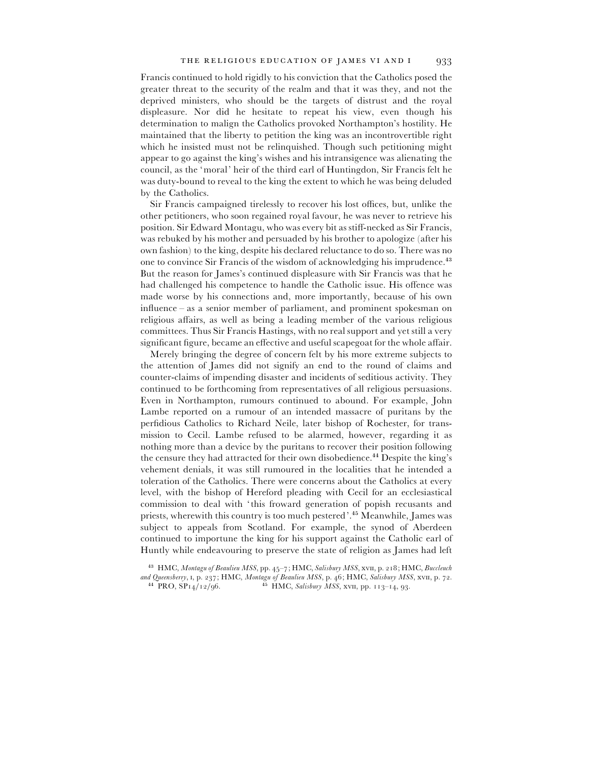Francis continued to hold rigidly to his conviction that the Catholics posed the greater threat to the security of the realm and that it was they, and not the deprived ministers, who should be the targets of distrust and the royal displeasure. Nor did he hesitate to repeat his view, even though his determination to malign the Catholics provoked Northampton's hostility. He maintained that the liberty to petition the king was an incontrovertible right which he insisted must not be relinquished. Though such petitioning might appear to go against the king's wishes and his intransigence was alienating the council, as the 'moral' heir of the third earl of Huntingdon, Sir Francis felt he was duty-bound to reveal to the king the extent to which he was being deluded by the Catholics.

Sir Francis campaigned tirelessly to recover his lost offices, but, unlike the other petitioners, who soon regained royal favour, he was never to retrieve his position. Sir Edward Montagu, who was every bit as stiff-necked as Sir Francis, was rebuked by his mother and persuaded by his brother to apologize (after his own fashion) to the king, despite his declared reluctance to do so. There was no one to convince Sir Francis of the wisdom of acknowledging his imprudence.[43] But the reason for James's continued displeasure with Sir Francis was that he had challenged his competence to handle the Catholic issue. His offence was made worse by his connections and, more importantly, because of his own influence – as a senior member of parliament, and prominent spokesman on religious affairs, as well as being a leading member of the various religious committees. Thus Sir Francis Hastings, with no real support and yet still a very significant figure, became an effective and useful scapegoat for the whole affair.

Merely bringing the degree of concern felt by his more extreme subjects to the attention of James did not signify an end to the round of claims and counter-claims of impending disaster and incidents of seditious activity. They continued to be forthcoming from representatives of all religious persuasions. Even in Northampton, rumours continued to abound. For example, John Lambe reported on a rumour of an intended massacre of puritans by the perfidious Catholics to Richard Neile, later bishop of Rochester, for transmission to Cecil. Lambe refused to be alarmed, however, regarding it as nothing more than a device by the puritans to recover their position following the censure they had attracted for their own disobedience.[44] Despite the king's vehement denials, it was still rumoured in the localities that he intended a toleration of the Catholics. There were concerns about the Catholics at every level, with the bishop of Hereford pleading with Cecil for an ecclesiastical commission to deal with 'this froward generation of popish recusants and priests, wherewith this country is too much pestered'.[45] Meanwhile, James was subject to appeals from Scotland. For example, the synod of Aberdeen continued to importune the king for his support against the Catholic earl of Huntly while endeavouring to preserve the state of religion as James had left

[43] HMC, *Montagu of Beaulieu MSS*, pp. 45–7; HMC, *Salisbury MSS*, XVII, p. 218; HMC, *Buccleuch and Queensberry*, I, p. 237; HMC, *Montagu of Beaulieu MSS*, p. 46; HMC, *Salisbury MSS*, XVII, p. 72.

[44] PRO, SP14/12/96.

[45] HMC, *Salisbury MSS*, XVII, pp. 113–14, 93.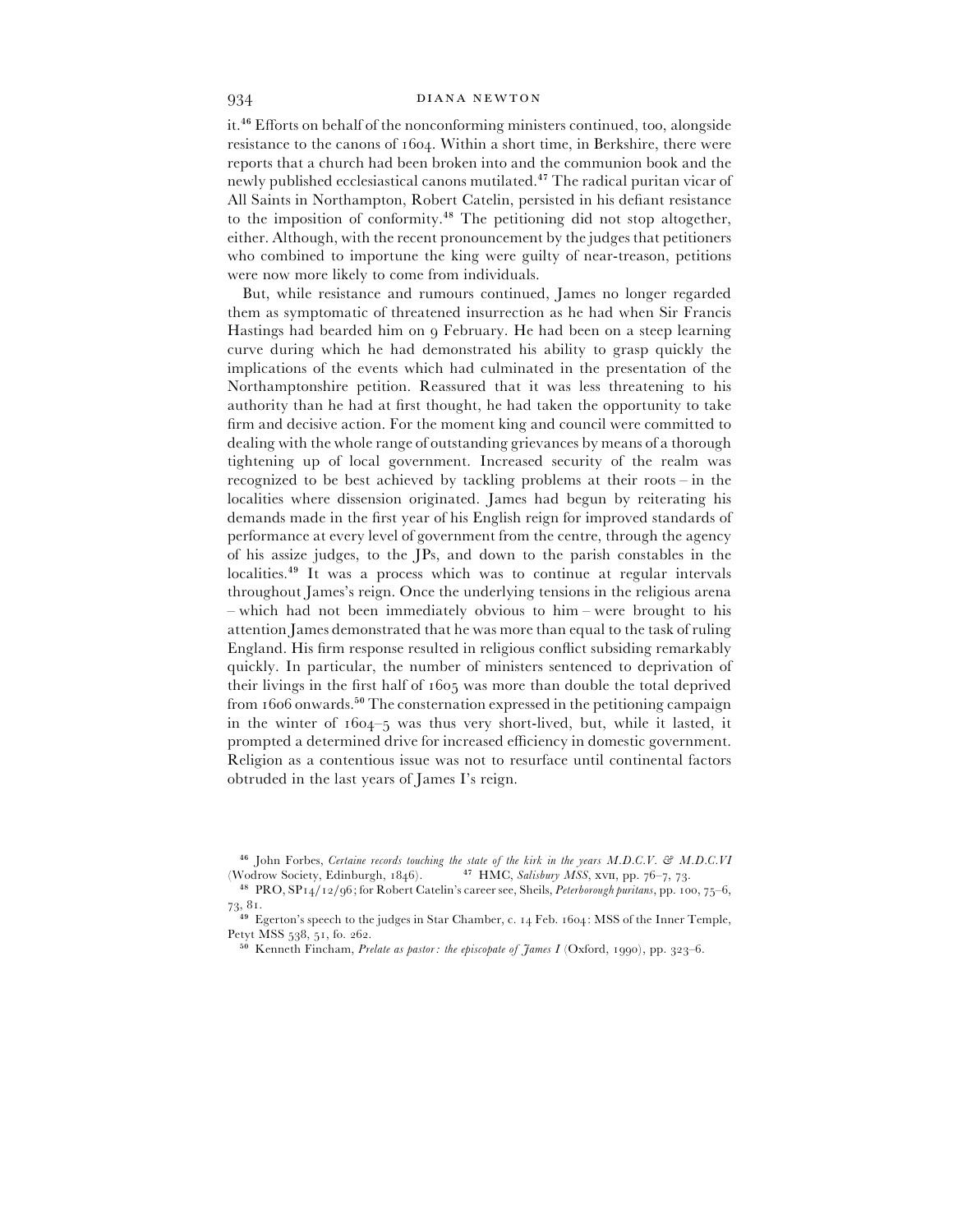it.[46] Efforts on behalf of the nonconforming ministers continued, too, alongside resistance to the canons of 1604. Within a short time, in Berkshire, there were reports that a church had been broken into and the communion book and the newly published ecclesiastical canons mutilated.[47] The radical puritan vicar of All Saints in Northampton, Robert Catelin, persisted in his defiant resistance to the imposition of conformity.[48] The petitioning did not stop altogether, either. Although, with the recent pronouncement by the judges that petitioners who combined to importune the king were guilty of near-treason, petitions were now more likely to come from individuals.

But, while resistance and rumours continued, James no longer regarded them as symptomatic of threatened insurrection as he had when Sir Francis Hastings had bearded him on 9 February. He had been on a steep learning curve during which he had demonstrated his ability to grasp quickly the implications of the events which had culminated in the presentation of the Northamptonshire petition. Reassured that it was less threatening to his authority than he had at first thought, he had taken the opportunity to take firm and decisive action. For the moment king and council were committed to dealing with the whole range of outstanding grievances by means of a thorough tightening up of local government. Increased security of the realm was recognized to be best achieved by tackling problems at their roots – in the localities where dissension originated. James had begun by reiterating his demands made in the first year of his English reign for improved standards of performance at every level of government from the centre, through the agency of his assize judges, to the JPs, and down to the parish constables in the localities.[49] It was a process which was to continue at regular intervals throughout James's reign. Once the underlying tensions in the religious arena – which had not been immediately obvious to him – were brought to his attention James demonstrated that he was more than equal to the task of ruling England. His firm response resulted in religious conflict subsiding remarkably quickly. In particular, the number of ministers sentenced to deprivation of their livings in the first half of 1605 was more than double the total deprived from 1606 onwards.[50] The consternation expressed in the petitioning campaign in the winter of 1604–5 was thus very short-lived, but, while it lasted, it prompted a determined drive for increased efficiency in domestic government. Religion as a contentious issue was not to resurface until continental factors obtruded in the last years of James I's reign.

---

[46] John Forbes, *Certaine records touching the state of the kirk in the years M.D.C.V. & M.D.C.VI* (Wodrow Society, Edinburgh, 1846).

[47] HMC, *Salisbury MSS*, XVII, pp. 76–7, 73.

[48] PRO, SP14/12/96; for Robert Catelin's career see, Sheils, *Peterborough puritans*, pp. 100, 75–6, 73, 81.

[49] Egerton's speech to the judges in Star Chamber, c. 14 Feb. 1604: MSS of the Inner Temple, Petyt MSS 538, 51, fo. 262.

[50] Kenneth Fincham, *Prelate as pastor: the episcopate of James I* (Oxford, 1990), pp. 323–6.